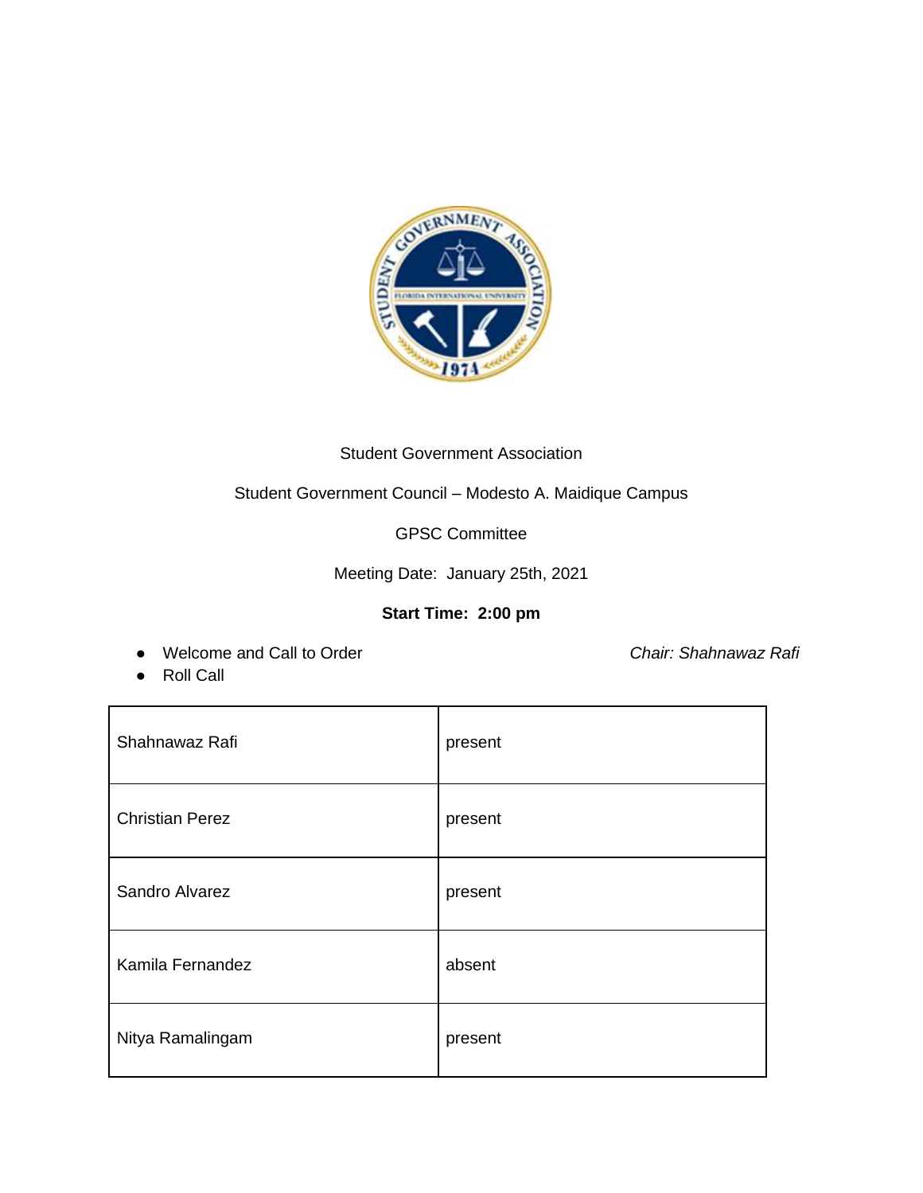Student Government Association

Student Government Council – Modesto A. Maidique Campus

GPSC Committee

Meeting Date: January 25th, 2021

**Start Time: 2:00 pm**

- Welcome and Call to Order *Chair: Shahnawaz Rafi*
- Roll Call

| | |
|---|---|
| Shahnawaz Rafi | present |
| Christian Perez | present |
| Sandro Alvarez | present |
| Kamila Fernandez | absent |
| Nitya Ramalingam | present |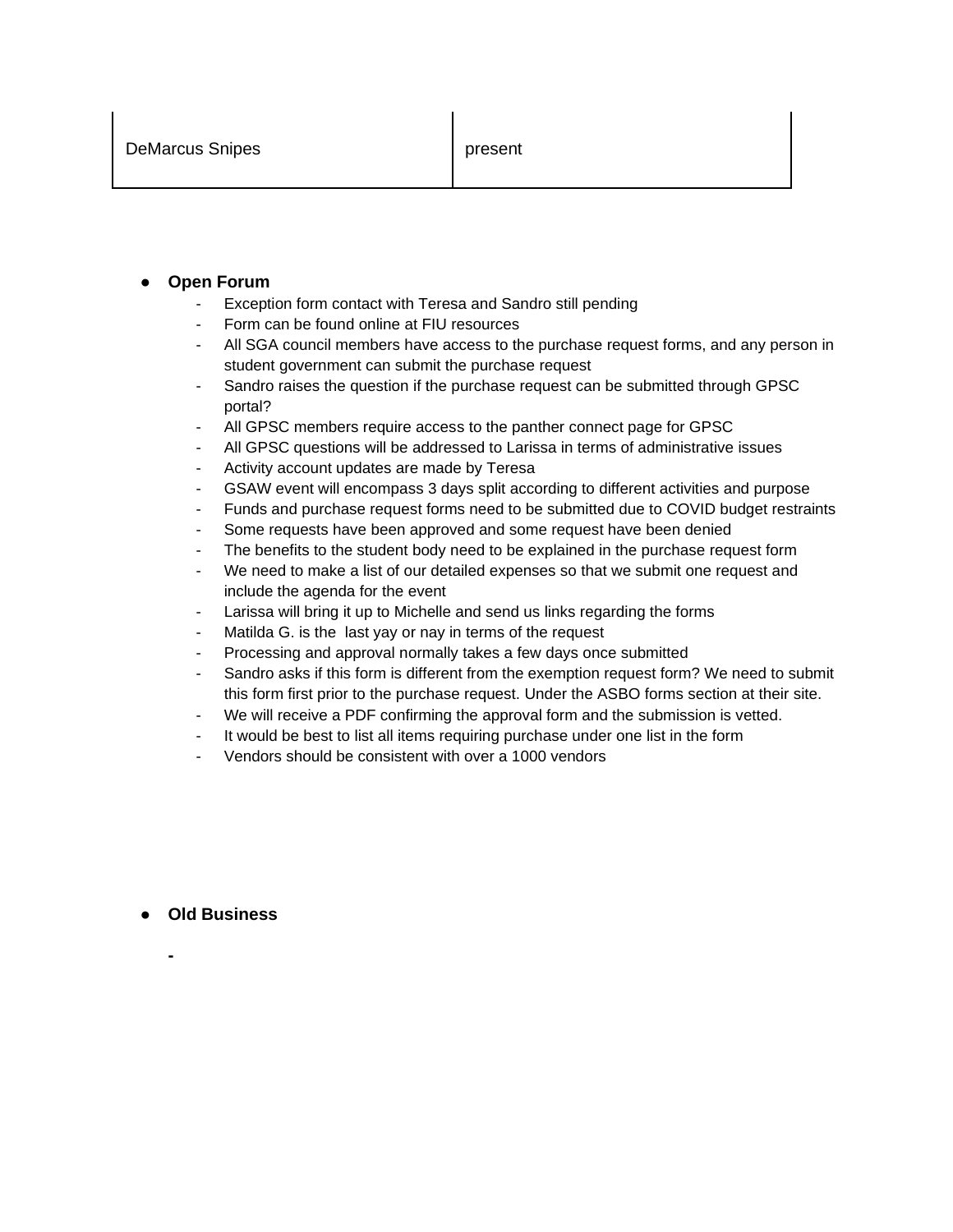| DeMarcus Snipes | present |
|---|---|

- **Open Forum**
  - Exception form contact with Teresa and Sandro still pending
  - Form can be found online at FIU resources
  - All SGA council members have access to the purchase request forms, and any person in student government can submit the purchase request
  - Sandro raises the question if the purchase request can be submitted through GPSC portal?
  - All GPSC members require access to the panther connect page for GPSC
  - All GPSC questions will be addressed to Larissa in terms of administrative issues
  - Activity account updates are made by Teresa
  - GSAW event will encompass 3 days split according to different activities and purpose
  - Funds and purchase request forms need to be submitted due to COVID budget restraints
  - Some requests have been approved and some request have been denied
  - The benefits to the student body need to be explained in the purchase request form
  - We need to make a list of our detailed expenses so that we submit one request and include the agenda for the event
  - Larissa will bring it up to Michelle and send us links regarding the forms
  - Matilda G. is the last yay or nay in terms of the request
  - Processing and approval normally takes a few days once submitted
  - Sandro asks if this form is different from the exemption request form? We need to submit this form first prior to the purchase request. Under the ASBO forms section at their site.
  - We will receive a PDF confirming the approval form and the submission is vetted.
  - It would be best to list all items requiring purchase under one list in the form
  - Vendors should be consistent with over a 1000 vendors

- **Old Business**
  -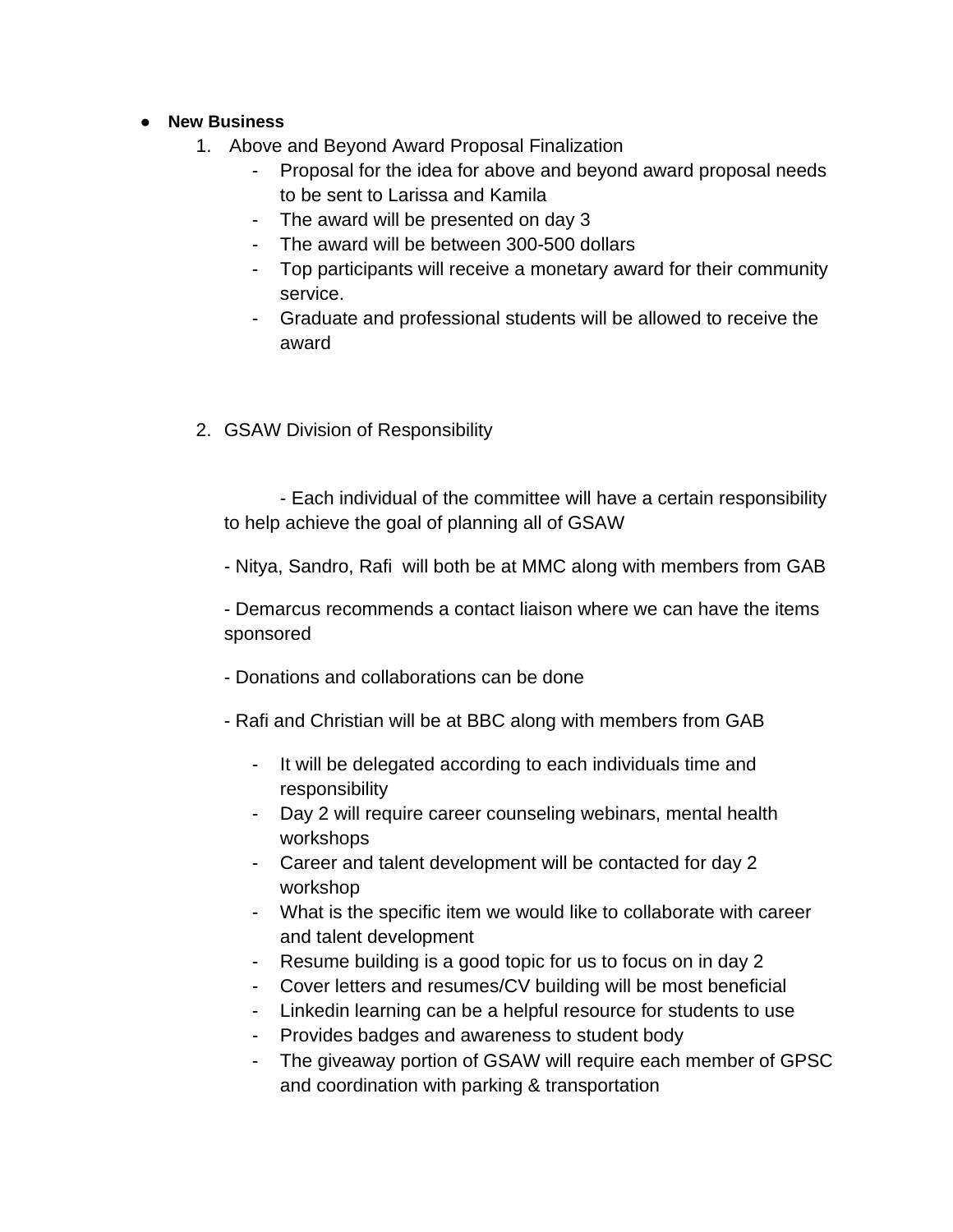- **New Business**
  1. Above and Beyond Award Proposal Finalization
     - Proposal for the idea for above and beyond award proposal needs to be sent to Larissa and Kamila
     - The award will be presented on day 3
     - The award will be between 300-500 dollars
     - Top participants will receive a monetary award for their community service.
     - Graduate and professional students will be allowed to receive the award

  2. GSAW Division of Responsibility

     - Each individual of the committee will have a certain responsibility to help achieve the goal of planning all of GSAW

     - Nitya, Sandro, Rafi will both be at MMC along with members from GAB

     - Demarcus recommends a contact liaison where we can have the items sponsored

     - Donations and collaborations can be done

     - Rafi and Christian will be at BBC along with members from GAB

     - It will be delegated according to each individuals time and responsibility
     - Day 2 will require career counseling webinars, mental health workshops
     - Career and talent development will be contacted for day 2 workshop
     - What is the specific item we would like to collaborate with career and talent development
     - Resume building is a good topic for us to focus on in day 2
     - Cover letters and resumes/CV building will be most beneficial
     - Linkedin learning can be a helpful resource for students to use
     - Provides badges and awareness to student body
     - The giveaway portion of GSAW will require each member of GPSC and coordination with parking & transportation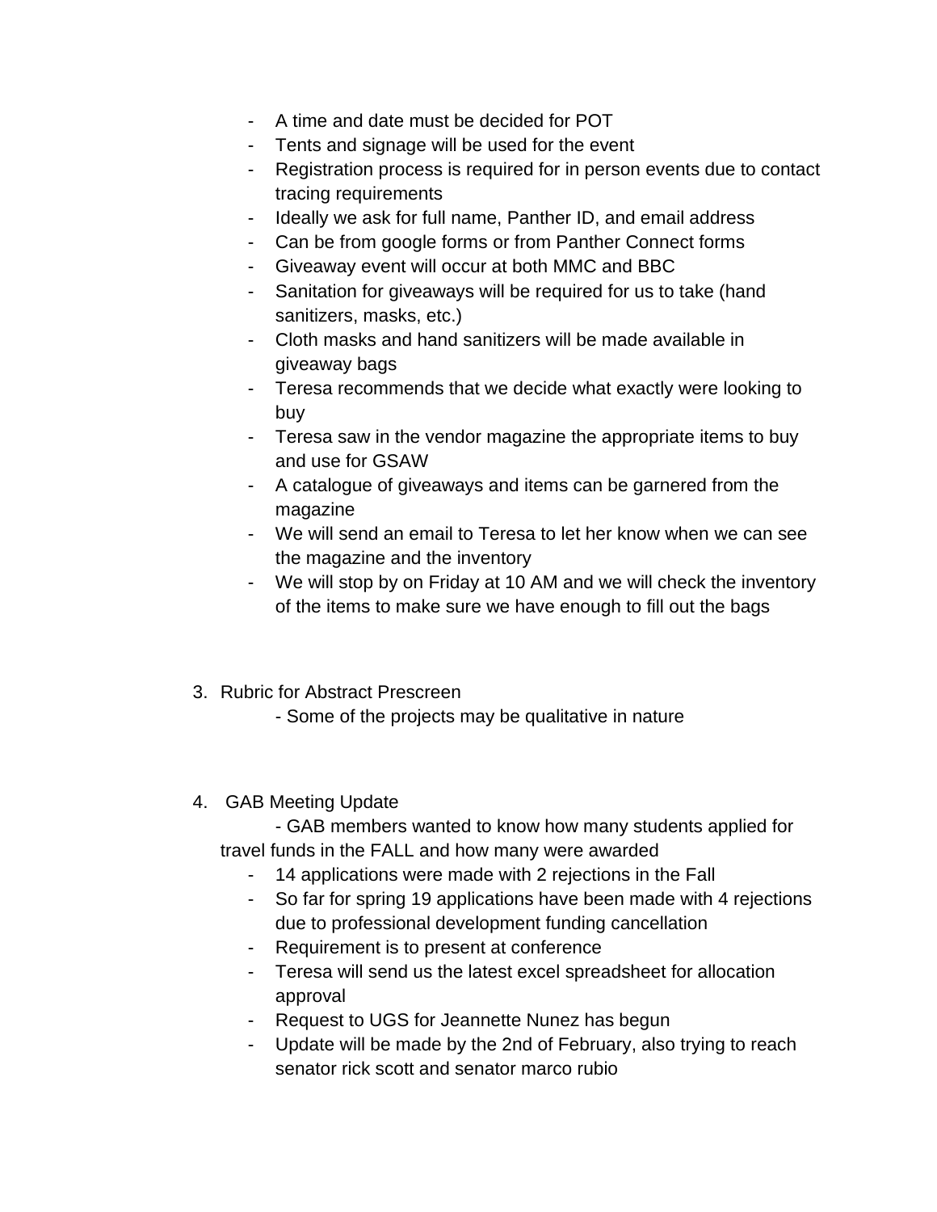- A time and date must be decided for POT
- Tents and signage will be used for the event
- Registration process is required for in person events due to contact tracing requirements
- Ideally we ask for full name, Panther ID, and email address
- Can be from google forms or from Panther Connect forms
- Giveaway event will occur at both MMC and BBC
- Sanitation for giveaways will be required for us to take (hand sanitizers, masks, etc.)
- Cloth masks and hand sanitizers will be made available in giveaway bags
- Teresa recommends that we decide what exactly were looking to buy
- Teresa saw in the vendor magazine the appropriate items to buy and use for GSAW
- A catalogue of giveaways and items can be garnered from the magazine
- We will send an email to Teresa to let her know when we can see the magazine and the inventory
- We will stop by on Friday at 10 AM and we will check the inventory of the items to make sure we have enough to fill out the bags

3. Rubric for Abstract Prescreen
    - Some of the projects may be qualitative in nature

4. GAB Meeting Update
    - GAB members wanted to know how many students applied for travel funds in the FALL and how many were awarded
    - 14 applications were made with 2 rejections in the Fall
    - So far for spring 19 applications have been made with 4 rejections due to professional development funding cancellation
    - Requirement is to present at conference
    - Teresa will send us the latest excel spreadsheet for allocation approval
    - Request to UGS for Jeannette Nunez has begun
    - Update will be made by the 2nd of February, also trying to reach senator rick scott and senator marco rubio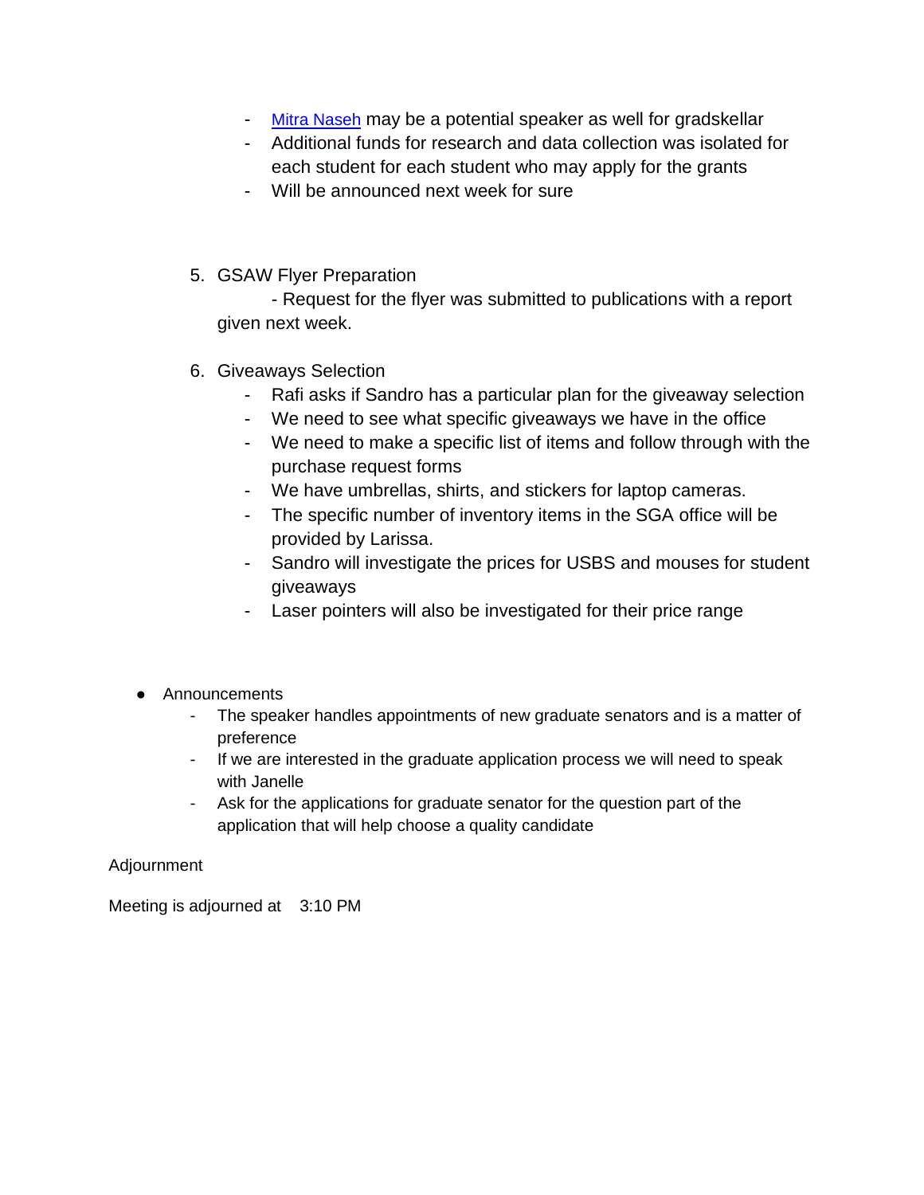- Mitra Naseh may be a potential speaker as well for gradskellar
- Additional funds for research and data collection was isolated for each student for each student who may apply for the grants
- Will be announced next week for sure

5. GSAW Flyer Preparation
   - Request for the flyer was submitted to publications with a report given next week.

6. Giveaways Selection
   - Rafi asks if Sandro has a particular plan for the giveaway selection
   - We need to see what specific giveaways we have in the office
   - We need to make a specific list of items and follow through with the purchase request forms
   - We have umbrellas, shirts, and stickers for laptop cameras.
   - The specific number of inventory items in the SGA office will be provided by Larissa.
   - Sandro will investigate the prices for USBS and mouses for student giveaways
   - Laser pointers will also be investigated for their price range

- Announcements
  - The speaker handles appointments of new graduate senators and is a matter of preference
  - If we are interested in the graduate application process we will need to speak with Janelle
  - Ask for the applications for graduate senator for the question part of the application that will help choose a quality candidate

Adjournment

Meeting is adjourned at 3:10 PM